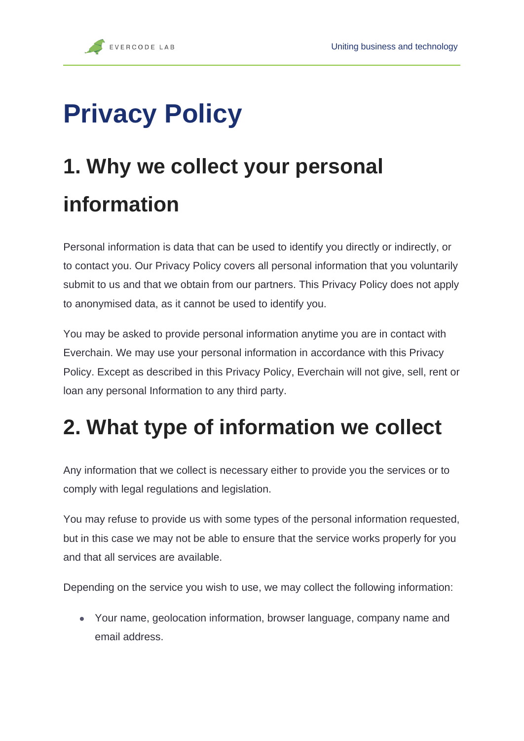# Privacy Policy

## 1. Why we collect your personal information

Personal information is data that can be used to identify you directly or indirectly, or to contact you. Our Privacy Policy covers all personal information that you voluntarily submit to us and that we obtain from our partners. This Privacy Policy does not apply to anonymised data, as it cannot be used to identify you.

You may be asked to provide personal information anytime you are in contact with Everchain. We may use your personal information in accordance with this Privacy Policy. Except as described in this Privacy Policy, Everchain will not give, sell, rent or loan any personal Information to any third party.

## 2. What type of information we collect

Any information that we collect is necessary either to provide you the services or to comply with legal regulations and legislation.

You may refuse to provide us with some types of the personal information requested, but in this case we may not be able to ensure that the service works properly for you and that all services are available.

Depending on the service you wish to use, we may collect the following information:

- Your name, geolocation information, browser language, company name and email address.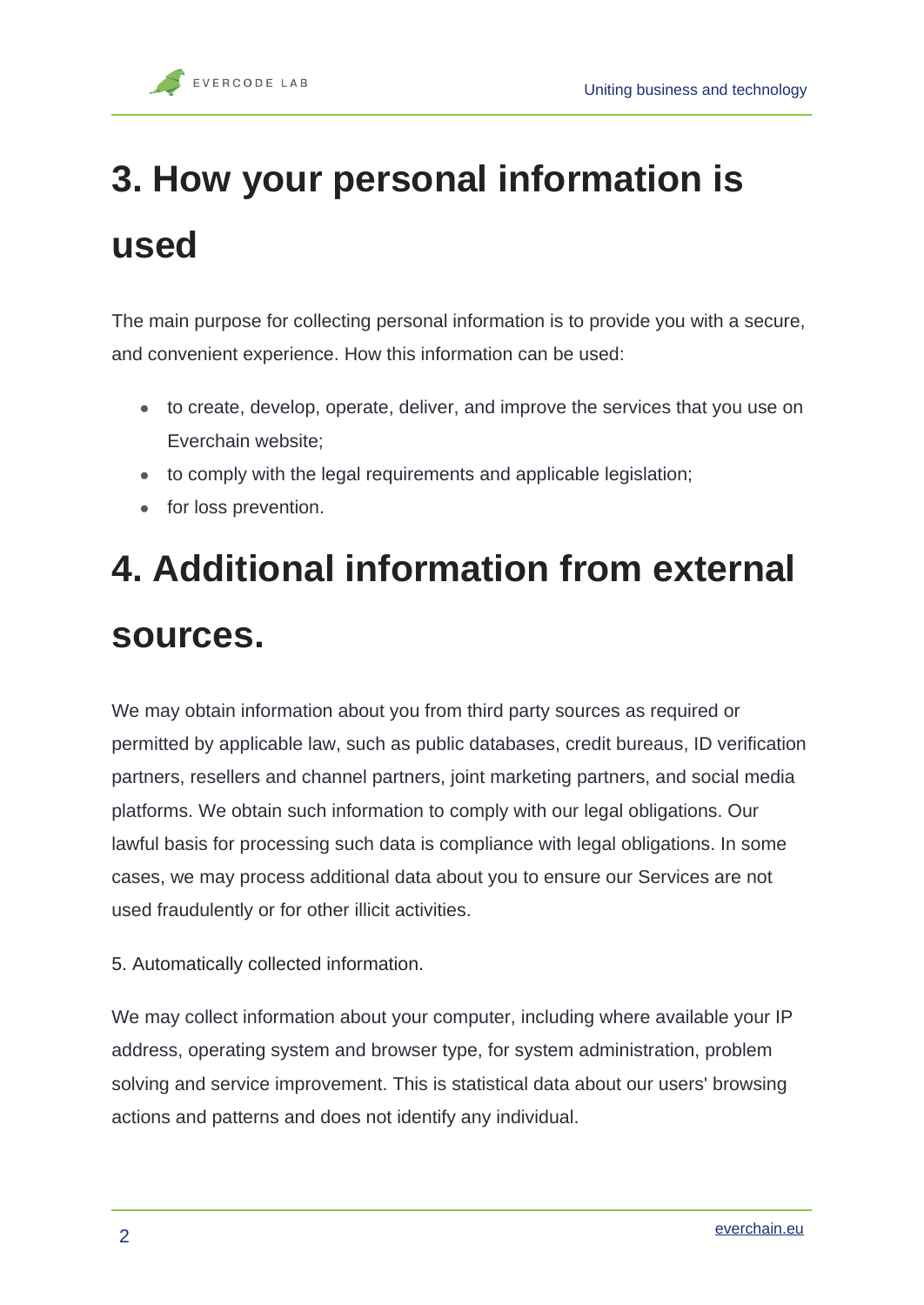# 3. How your personal information is used

The main purpose for collecting personal information is to provide you with a secure, and convenient experience. How this information can be used:

- to create, develop, operate, deliver, and improve the services that you use on Everchain website;
- to comply with the legal requirements and applicable legislation;
- for loss prevention.

# 4. Additional information from external sources.

We may obtain information about you from third party sources as required or permitted by applicable law, such as public databases, credit bureaus, ID verification partners, resellers and channel partners, joint marketing partners, and social media platforms. We obtain such information to comply with our legal obligations. Our lawful basis for processing such data is compliance with legal obligations. In some cases, we may process additional data about you to ensure our Services are not used fraudulently or for other illicit activities.

5. Automatically collected information.

We may collect information about your computer, including where available your IP address, operating system and browser type, for system administration, problem solving and service improvement. This is statistical data about our users' browsing actions and patterns and does not identify any individual.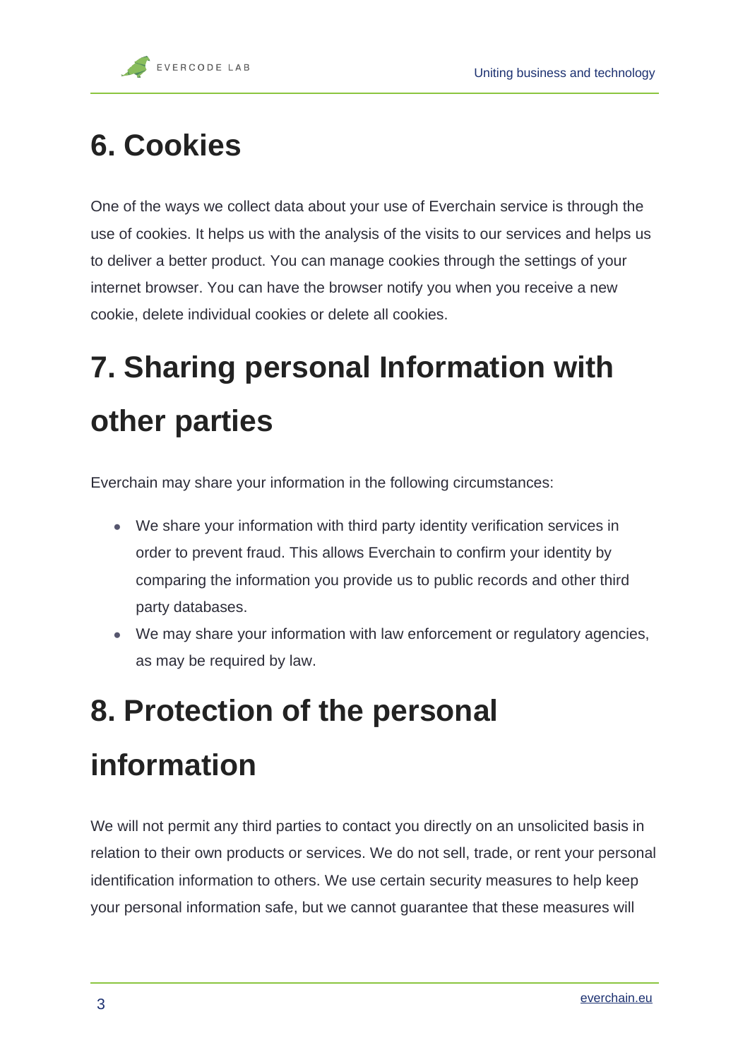# 6. Cookies

One of the ways we collect data about your use of Everchain service is through the use of cookies. It helps us with the analysis of the visits to our services and helps us to deliver a better product. You can manage cookies through the settings of your internet browser. You can have the browser notify you when you receive a new cookie, delete individual cookies or delete all cookies.

# 7. Sharing personal Information with other parties

Everchain may share your information in the following circumstances:

- We share your information with third party identity verification services in order to prevent fraud. This allows Everchain to confirm your identity by comparing the information you provide us to public records and other third party databases.
- We may share your information with law enforcement or regulatory agencies, as may be required by law.

# 8. Protection of the personal information

We will not permit any third parties to contact you directly on an unsolicited basis in relation to their own products or services. We do not sell, trade, or rent your personal identification information to others. We use certain security measures to help keep your personal information safe, but we cannot guarantee that these measures will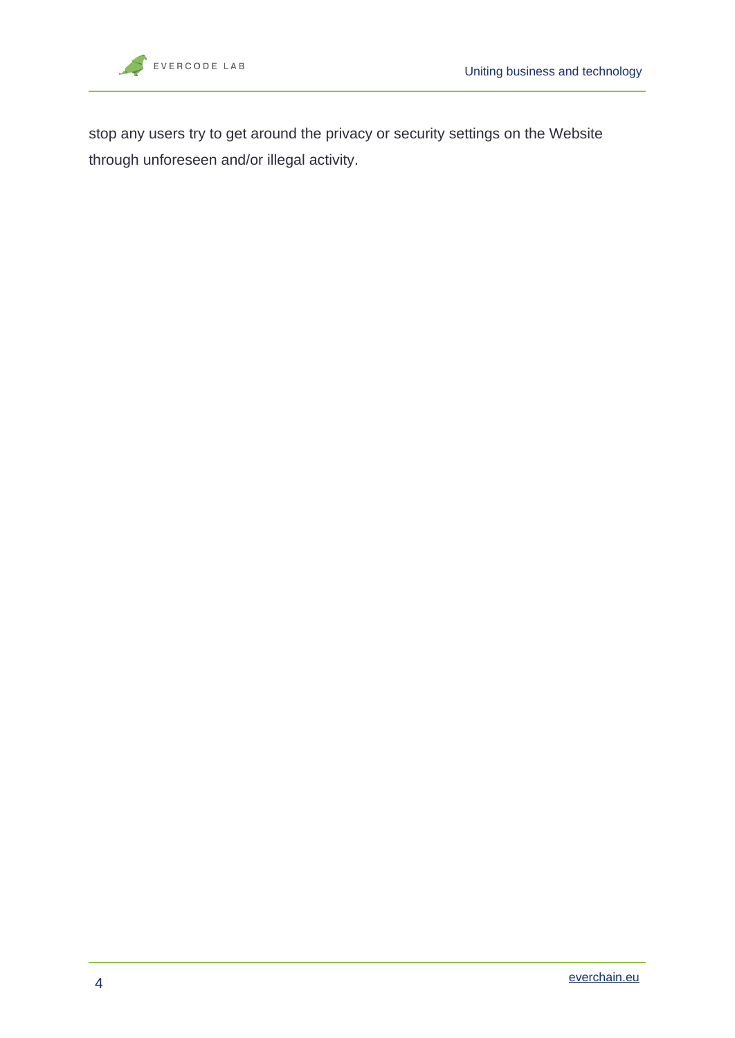stop any users try to get around the privacy or security settings on the Website through unforeseen and/or illegal activity.